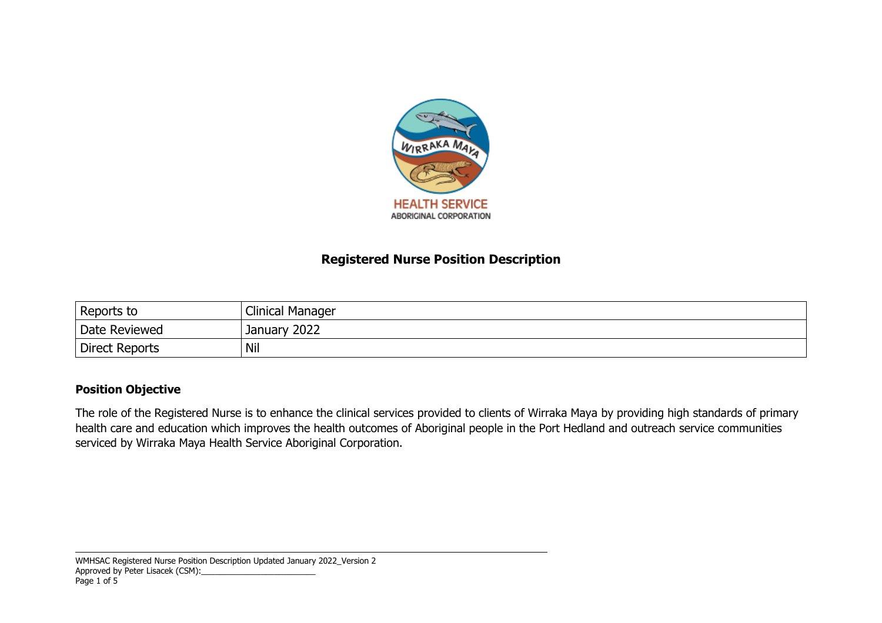# Registered Nurse Position Description

| | |
|---|---|
| Reports to | Clinical Manager |
| Date Reviewed | January 2022 |
| Direct Reports | Nil |

## Position Objective

The role of the Registered Nurse is to enhance the clinical services provided to clients of Wirraka Maya by providing high standards of primary health care and education which improves the health outcomes of Aboriginal people in the Port Hedland and outreach service communities serviced by Wirraka Maya Health Service Aboriginal Corporation.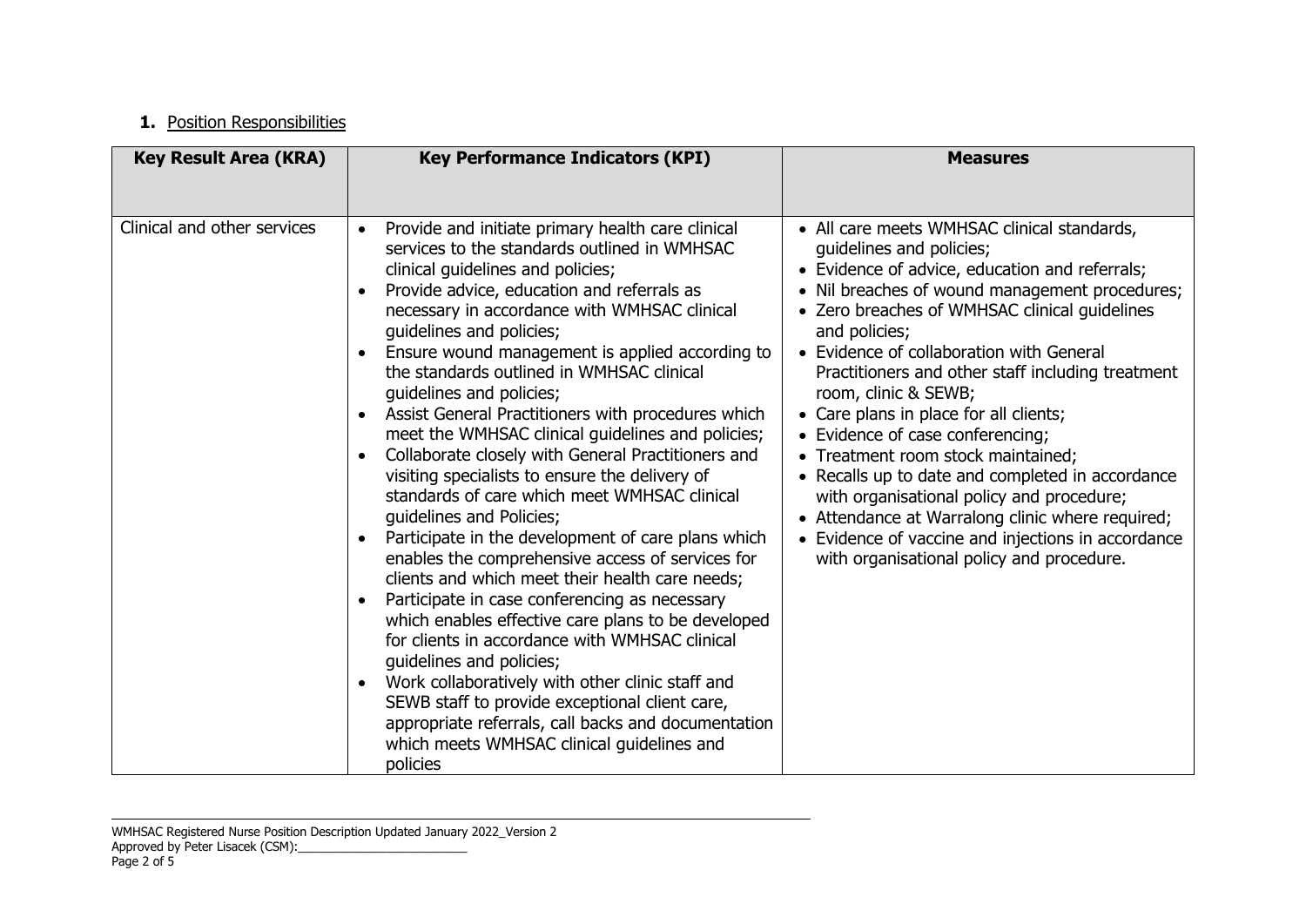**1.** Position Responsibilities

| Key Result Area (KRA) | Key Performance Indicators (KPI) | Measures |
|---|---|---|
| Clinical and other services | • Provide and initiate primary health care clinical services to the standards outlined in WMHSAC clinical guidelines and policies;<br>• Provide advice, education and referrals as necessary in accordance with WMHSAC clinical guidelines and policies;<br>• Ensure wound management is applied according to the standards outlined in WMHSAC clinical guidelines and policies;<br>• Assist General Practitioners with procedures which meet the WMHSAC clinical guidelines and policies;<br>• Collaborate closely with General Practitioners and visiting specialists to ensure the delivery of standards of care which meet WMHSAC clinical guidelines and Policies;<br>• Participate in the development of care plans which enables the comprehensive access of services for clients and which meet their health care needs;<br>• Participate in case conferencing as necessary which enables effective care plans to be developed for clients in accordance with WMHSAC clinical guidelines and policies;<br>• Work collaboratively with other clinic staff and SEWB staff to provide exceptional client care, appropriate referrals, call backs and documentation which meets WMHSAC clinical guidelines and policies | • All care meets WMHSAC clinical standards, guidelines and policies;<br>• Evidence of advice, education and referrals;<br>• Nil breaches of wound management procedures;<br>• Zero breaches of WMHSAC clinical guidelines and policies;<br>• Evidence of collaboration with General Practitioners and other staff including treatment room, clinic & SEWB;<br>• Care plans in place for all clients;<br>• Evidence of case conferencing;<br>• Treatment room stock maintained;<br>• Recalls up to date and completed in accordance with organisational policy and procedure;<br>• Attendance at Warralong clinic where required;<br>• Evidence of vaccine and injections in accordance with organisational policy and procedure. |

WMHSAC Registered Nurse Position Description Updated January 2022_Version 2
Approved by Peter Lisacek (CSM):_________________________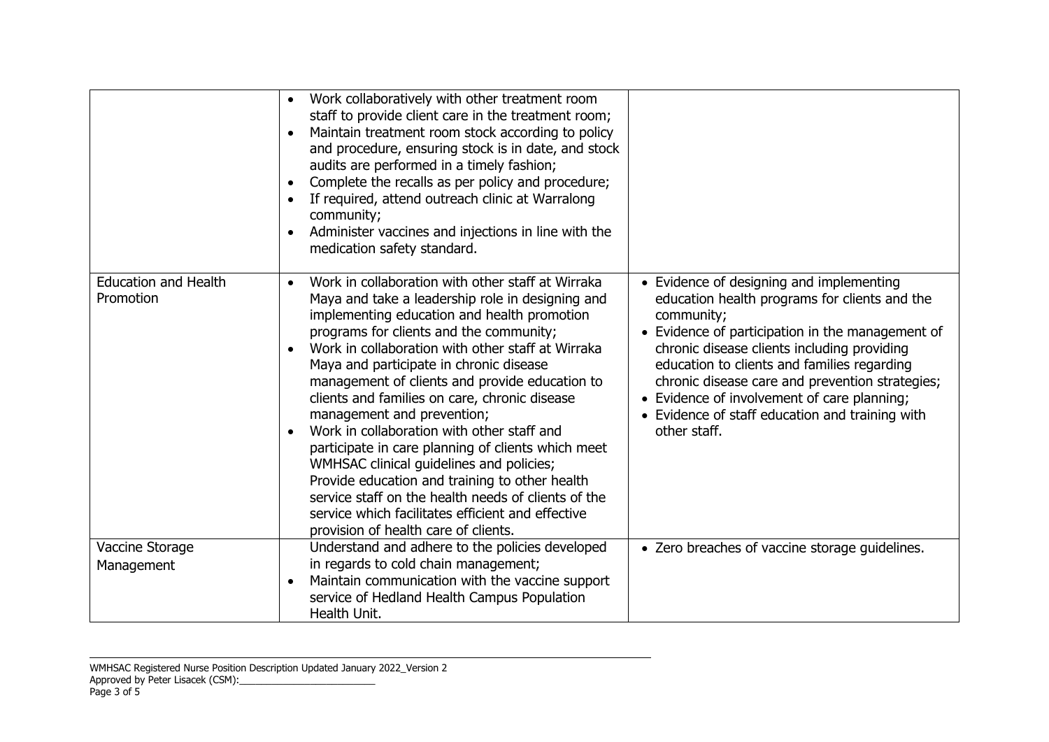| | | |
|---|---|---|
| | • Work collaboratively with other treatment room staff to provide client care in the treatment room;<br>• Maintain treatment room stock according to policy and procedure, ensuring stock is in date, and stock audits are performed in a timely fashion;<br>• Complete the recalls as per policy and procedure;<br>• If required, attend outreach clinic at Warralong community;<br>• Administer vaccines and injections in line with the medication safety standard. | |
| Education and Health Promotion | • Work in collaboration with other staff at Wirraka Maya and take a leadership role in designing and implementing education and health promotion programs for clients and the community;<br>• Work in collaboration with other staff at Wirraka Maya and participate in chronic disease management of clients and provide education to clients and families on care, chronic disease management and prevention;<br>• Work in collaboration with other staff and participate in care planning of clients which meet WMHSAC clinical guidelines and policies;<br>Provide education and training to other health service staff on the health needs of clients of the service which facilitates efficient and effective provision of health care of clients. | • Evidence of designing and implementing education health programs for clients and the community;<br>• Evidence of participation in the management of chronic disease clients including providing education to clients and families regarding chronic disease care and prevention strategies;<br>• Evidence of involvement of care planning;<br>• Evidence of staff education and training with other staff. |
| Vaccine Storage Management | Understand and adhere to the policies developed in regards to cold chain management;<br>• Maintain communication with the vaccine support service of Hedland Health Campus Population Health Unit. | • Zero breaches of vaccine storage guidelines. |

WMHSAC Registered Nurse Position Description Updated January 2022_Version 2
Approved by Peter Lisacek (CSM):_________________________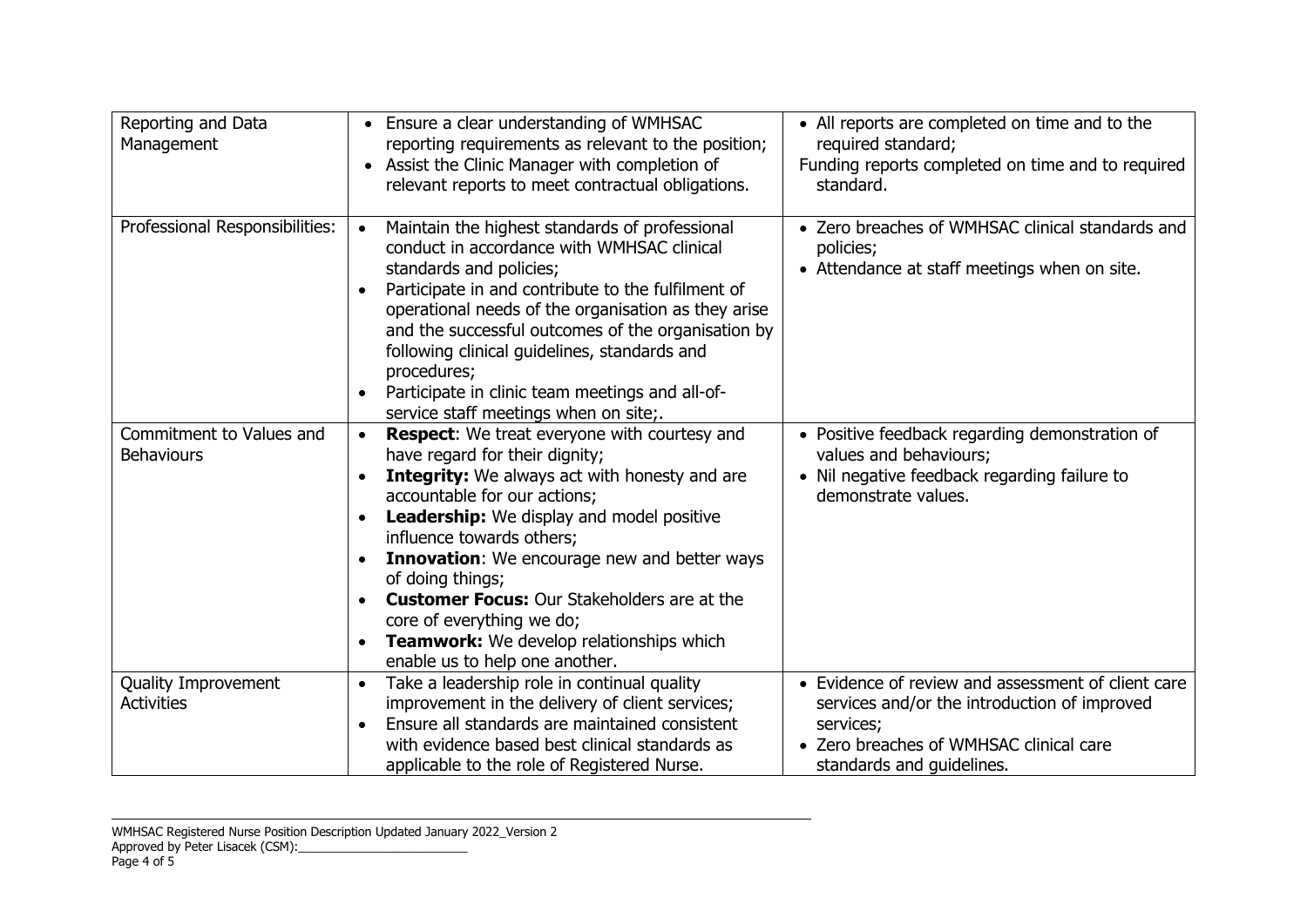| | | |
|---|---|---|
| Reporting and Data Management | • Ensure a clear understanding of WMHSAC reporting requirements as relevant to the position;<br>• Assist the Clinic Manager with completion of relevant reports to meet contractual obligations. | • All reports are completed on time and to the required standard;<br>Funding reports completed on time and to required standard. |
| Professional Responsibilities: | • Maintain the highest standards of professional conduct in accordance with WMHSAC clinical standards and policies;<br>• Participate in and contribute to the fulfilment of operational needs of the organisation as they arise and the successful outcomes of the organisation by following clinical guidelines, standards and procedures;<br>• Participate in clinic team meetings and all-of-service staff meetings when on site;. | • Zero breaches of WMHSAC clinical standards and policies;<br>• Attendance at staff meetings when on site. |
| Commitment to Values and Behaviours | • **Respect**: We treat everyone with courtesy and have regard for their dignity;<br>• **Integrity:** We always act with honesty and are accountable for our actions;<br>• **Leadership:** We display and model positive influence towards others;<br>• **Innovation**: We encourage new and better ways of doing things;<br>• **Customer Focus:** Our Stakeholders are at the core of everything we do;<br>• **Teamwork:** We develop relationships which enable us to help one another. | • Positive feedback regarding demonstration of values and behaviours;<br>• Nil negative feedback regarding failure to demonstrate values. |
| Quality Improvement Activities | • Take a leadership role in continual quality improvement in the delivery of client services;<br>• Ensure all standards are maintained consistent with evidence based best clinical standards as applicable to the role of Registered Nurse. | • Evidence of review and assessment of client care services and/or the introduction of improved services;<br>• Zero breaches of WMHSAC clinical care standards and guidelines. |

WMHSAC Registered Nurse Position Description Updated January 2022_Version 2
Approved by Peter Lisacek (CSM):_________________________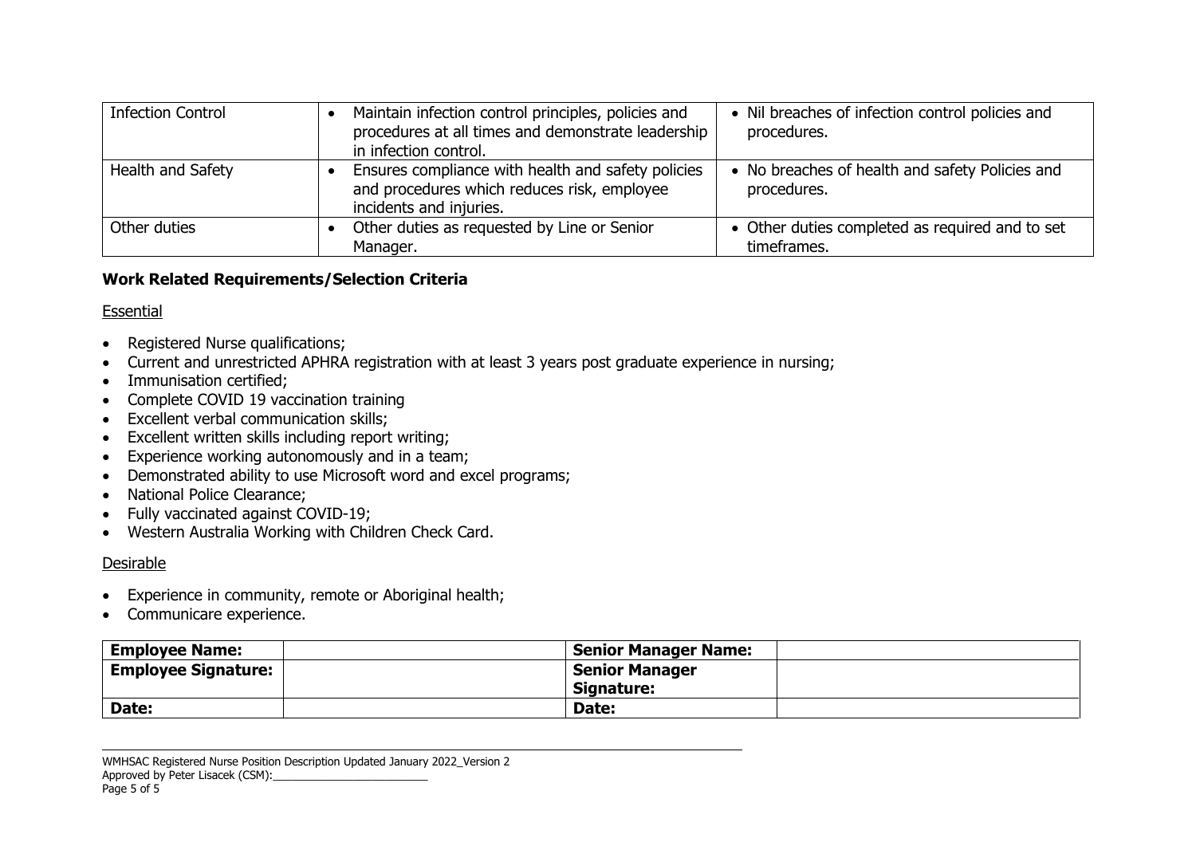| | | |
|---|---|---|
| Infection Control | • Maintain infection control principles, policies and procedures at all times and demonstrate leadership in infection control. | • Nil breaches of infection control policies and procedures. |
| Health and Safety | • Ensures compliance with health and safety policies and procedures which reduces risk, employee incidents and injuries. | • No breaches of health and safety Policies and procedures. |
| Other duties | • Other duties as requested by Line or Senior Manager. | • Other duties completed as required and to set timeframes. |

**Work Related Requirements/Selection Criteria**

Essential

- Registered Nurse qualifications;
- Current and unrestricted APHRA registration with at least 3 years post graduate experience in nursing;
- Immunisation certified;
- Complete COVID 19 vaccination training
- Excellent verbal communication skills;
- Excellent written skills including report writing;
- Experience working autonomously and in a team;
- Demonstrated ability to use Microsoft word and excel programs;
- National Police Clearance;
- Fully vaccinated against COVID-19;
- Western Australia Working with Children Check Card.

Desirable

- Experience in community, remote or Aboriginal health;
- Communicare experience.

| | | | |
|---|---|---|---|
| **Employee Name:** | | **Senior Manager Name:** | |
| **Employee Signature:** | | **Senior Manager Signature:** | |
| **Date:** | | **Date:** | |

WMHSAC Registered Nurse Position Description Updated January 2022_Version 2
Approved by Peter Lisacek (CSM):_________________________